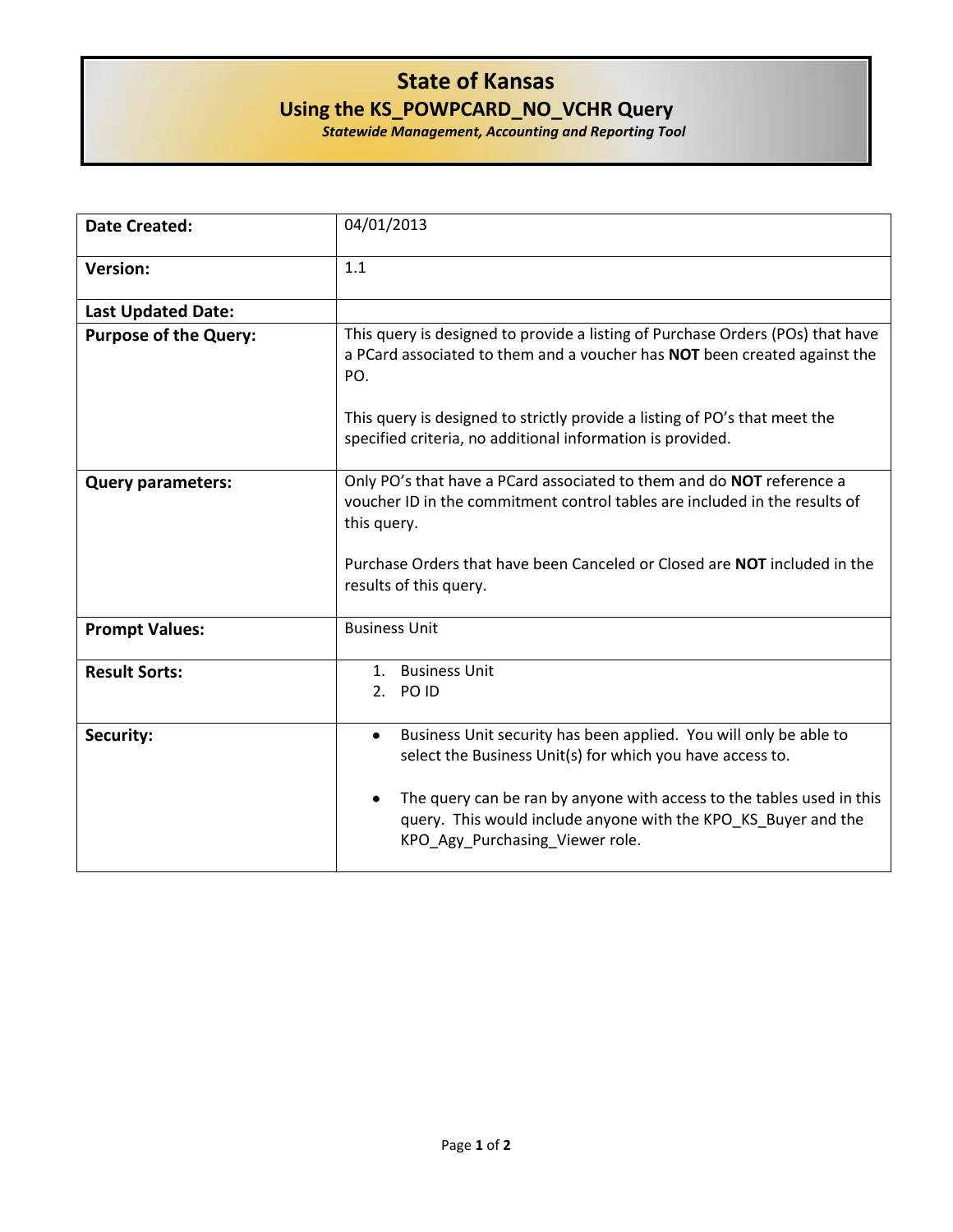# State of Kansas

## Using the KS_POWPCARD_NO_VCHR Query

***Statewide Management, Accounting and Reporting Tool***

| | |
|---|---|
| **Date Created:** | 04/01/2013 |
| **Version:** | 1.1 |
| **Last Updated Date:** | |
| **Purpose of the Query:** | This query is designed to provide a listing of Purchase Orders (POs) that have a PCard associated to them and a voucher has **NOT** been created against the PO.<br><br>This query is designed to strictly provide a listing of PO's that meet the specified criteria, no additional information is provided. |
| **Query parameters:** | Only PO's that have a PCard associated to them and do **NOT** reference a voucher ID in the commitment control tables are included in the results of this query.<br><br>Purchase Orders that have been Canceled or Closed are **NOT** included in the results of this query. |
| **Prompt Values:** | Business Unit |
| **Result Sorts:** | 1. Business Unit<br>2. PO ID |
| **Security:** | • Business Unit security has been applied. You will only be able to select the Business Unit(s) for which you have access to.<br><br>• The query can be ran by anyone with access to the tables used in this query. This would include anyone with the KPO_KS_Buyer and the KPO_Agy_Purchasing_Viewer role. |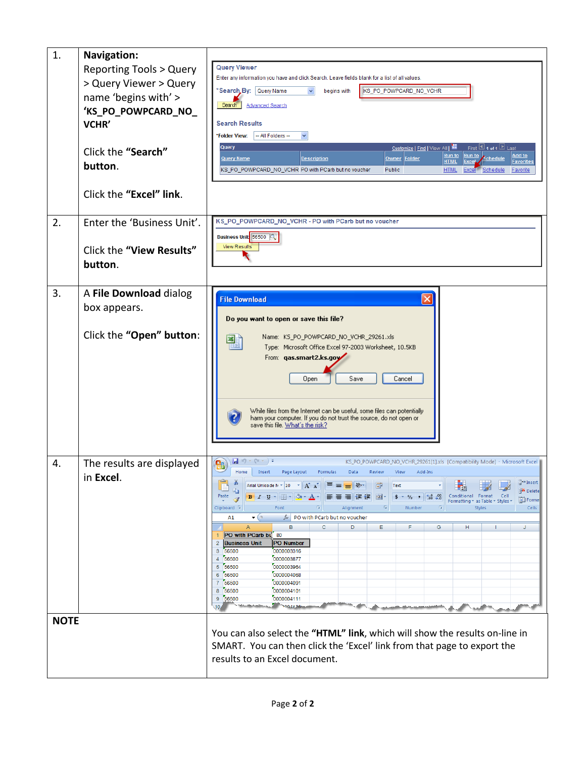| | | |
|---|---|---|
| 1. | **Navigation:** Reporting Tools > Query > Query Viewer > Query name 'begins with' > **'KS_PO_POWPCARD_NO_VCHR'**<br><br>Click the **"Search" button**.<br><br>Click the **"Excel" link**. | |
| 2. | Enter the 'Business Unit'.<br><br>Click the **"View Results" button**. | |
| 3. | A **File Download** dialog box appears.<br><br>Click the **"Open" button**: | |
| 4. | The results are displayed in **Excel**. | |
| **NOTE** | | You can also select the **"HTML" link**, which will show the results on-line in SMART. You can then click the 'Excel' link from that page to export the results to an Excel document. |